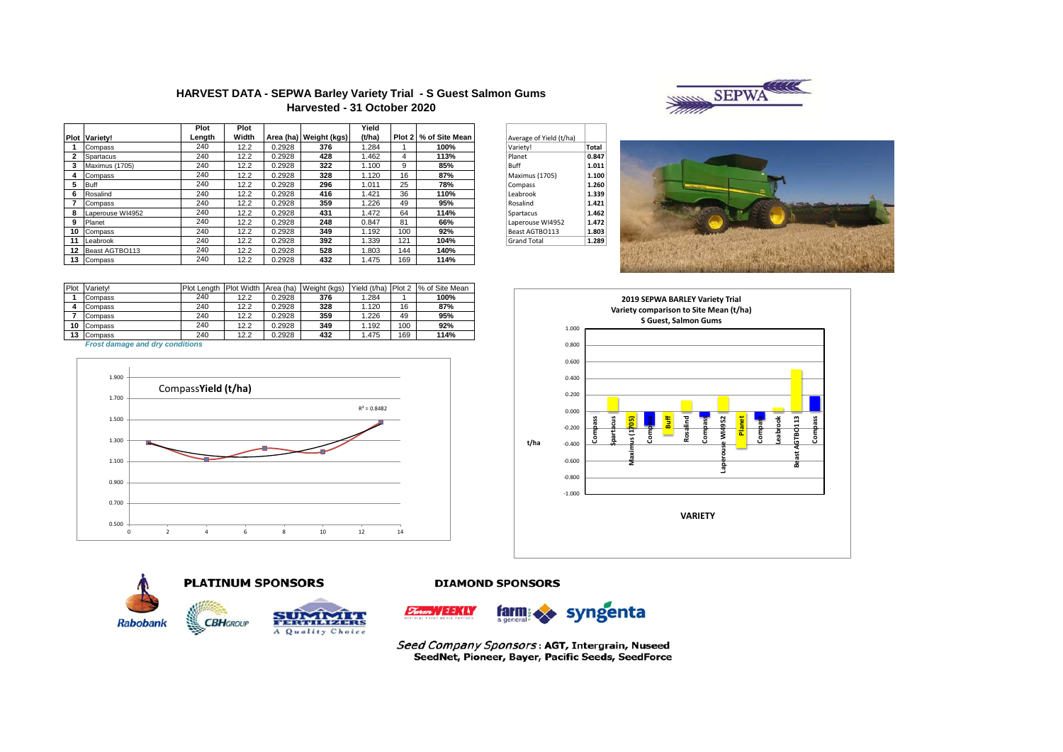# HARVEST DATA - SEPWA Barley Variety Trial - S Guest Salmon Gums

## Harvested - 31 October 2020

| Plot | Variety! | Plot Length | Plot Width | Area (ha) | Weight (kgs) | Yield (t/ha) | Plot 2 | % of Site Mean |
|---|---|---|---|---|---|---|---|---|
| 1 | Compass | 240 | 12.2 | 0.2928 | 376 | 1.284 | 1 | 100% |
| 2 | Spartacus | 240 | 12.2 | 0.2928 | 428 | 1.462 | 4 | 113% |
| 3 | Maximus (1705) | 240 | 12.2 | 0.2928 | 322 | 1.100 | 9 | 85% |
| 4 | Compass | 240 | 12.2 | 0.2928 | 328 | 1.120 | 16 | 87% |
| 5 | Buff | 240 | 12.2 | 0.2928 | 296 | 1.011 | 25 | 78% |
| 6 | Rosalind | 240 | 12.2 | 0.2928 | 416 | 1.421 | 36 | 110% |
| 7 | Compass | 240 | 12.2 | 0.2928 | 359 | 1.226 | 49 | 95% |
| 8 | Laperouse WI4952 | 240 | 12.2 | 0.2928 | 431 | 1.472 | 64 | 114% |
| 9 | Planet | 240 | 12.2 | 0.2928 | 248 | 0.847 | 81 | 66% |
| 10 | Compass | 240 | 12.2 | 0.2928 | 349 | 1.192 | 100 | 92% |
| 11 | Leabrook | 240 | 12.2 | 0.2928 | 392 | 1.339 | 121 | 104% |
| 12 | Beast AGTBO113 | 240 | 12.2 | 0.2928 | 528 | 1.803 | 144 | 140% |
| 13 | Compass | 240 | 12.2 | 0.2928 | 432 | 1.475 | 169 | 114% |

| Average of Yield (t/ha) | |
|---|---|
| Variety! | Total |
| Planet | 0.847 |
| Buff | 1.011 |
| Maximus (1705) | 1.100 |
| Compass | 1.260 |
| Leabrook | 1.339 |
| Rosalind | 1.421 |
| Spartacus | 1.462 |
| Laperouse WI4952 | 1.472 |
| Beast AGTBO113 | 1.803 |
| Grand Total | 1.289 |

| Plot | Variety! | Plot Length | Plot Width | Area (ha) | Weight (kgs) | Yield (t/ha) | Plot 2 | % of Site Mean |
|---|---|---|---|---|---|---|---|---|
| 1 | Compass | 240 | 12.2 | 0.2928 | 376 | 1.284 | 1 | 100% |
| 4 | Compass | 240 | 12.2 | 0.2928 | 328 | 1.120 | 16 | 87% |
| 7 | Compass | 240 | 12.2 | 0.2928 | 359 | 1.226 | 49 | 95% |
| 10 | Compass | 240 | 12.2 | 0.2928 | 349 | 1.192 | 100 | 92% |
| 13 | Compass | 240 | 12.2 | 0.2928 | 432 | 1.475 | 169 | 114% |

*Frost damage and dry conditions*

Compass**Yield (t/ha)**

$R^2 = 0.8482$

**2019 SEPWA BARLEY Variety Trial**
**Variety comparison to Site Mean (t/ha)**
**S Guest, Salmon Gums**

**VARIETY**

**PLATINUM SPONSORS**

**DIAMOND SPONSORS**

*Seed Company Sponsors*: **AGT, Intergrain, Nuseed SeedNet, Pioneer, Bayer, Pacific Seeds, SeedForce**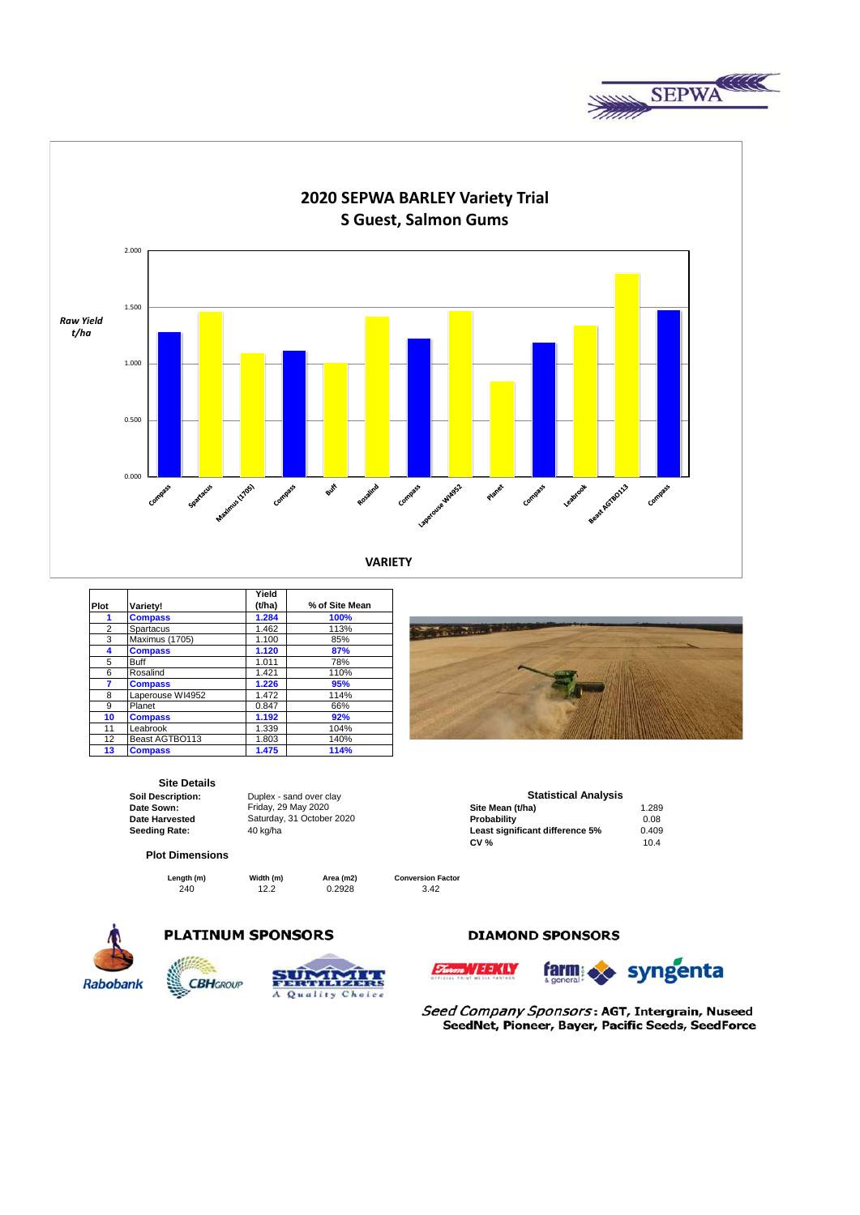# 2020 SEPWA BARLEY Variety Trial
## S Guest, Salmon Gums

| Plot | Variety! | Yield (t/ha) | % of Site Mean |
|---|---|---|---|
| **1** | **Compass** | **1.284** | **100%** |
| 2 | Spartacus | 1.462 | 113% |
| 3 | Maximus (1705) | 1.100 | 85% |
| **4** | **Compass** | **1.120** | **87%** |
| 5 | Buff | 1.011 | 78% |
| 6 | Rosalind | 1.421 | 110% |
| **7** | **Compass** | **1.226** | **95%** |
| 8 | Laperouse WI4952 | 1.472 | 114% |
| 9 | Planet | 0.847 | 66% |
| **10** | **Compass** | **1.192** | **92%** |
| 11 | Leabrook | 1.339 | 104% |
| 12 | Beast AGTBO113 | 1.803 | 140% |
| **13** | **Compass** | **1.475** | **114%** |

### Site Details

| | |
|---|---|
| **Soil Description:** | Duplex - sand over clay |
| **Date Sown:** | Friday, 29 May 2020 |
| **Date Harvested** | Saturday, 31 October 2020 |
| **Seeding Rate:** | 40 kg/ha |

### Plot Dimensions

| Length (m) | Width (m) | Area (m2) | Conversion Factor |
|---|---|---|---|
| 240 | 12.2 | 0.2928 | 3.42 |

### Statistical Analysis

| | |
|---|---|
| **Site Mean (t/ha)** | 1.289 |
| **Probability** | 0.08 |
| **Least significant difference 5%** | 0.409 |
| **CV %** | 10.4 |

**PLATINUM SPONSORS**

Rabobank, CBH Group, Summit Fertilizers – A Quality Choice

**DIAMOND SPONSORS**

Farm Weekly, farm & general, syngenta

*Seed Company Sponsors*: **AGT, Intergrain, Nuseed SeedNet, Pioneer, Bayer, Pacific Seeds, SeedForce**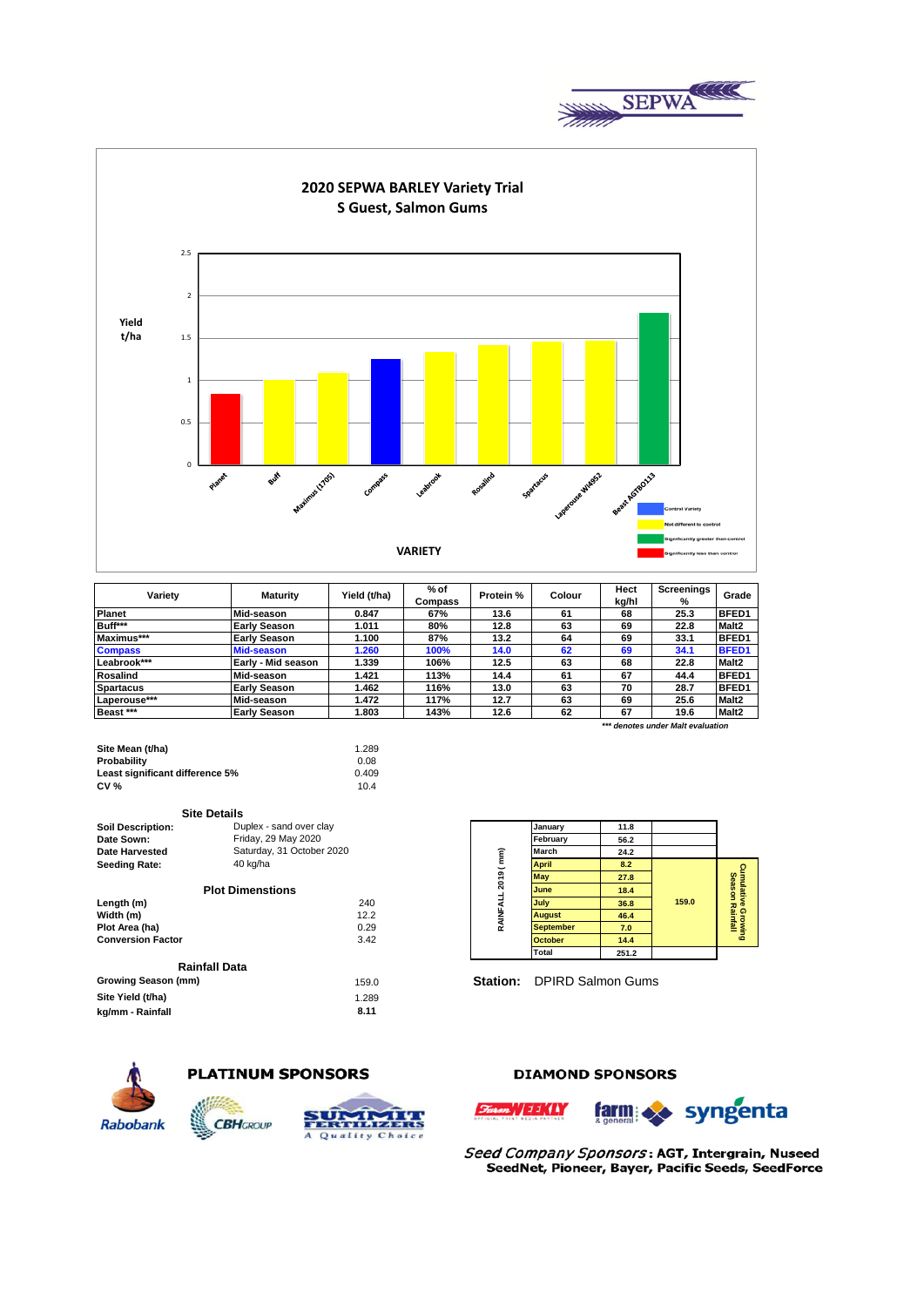SEPWA

## 2020 SEPWA BARLEY Variety Trial
### S Guest, Salmon Gums

Yield t/ha

2.5
2
1.5
1
0.5
0

Planet
Buff
Maximus (1705)
Compass
Leabrook
Rosalind
Spartacus
Laperouse WI4952
Beast AGTB0113

VARIETY

Control Variety
Not different to control
Significantly greater than control
Significantly less than control

| Variety | Maturity | Yield (t/ha) | % of Compass | Protein % | Colour | Hect kg/hl | Screenings % | Grade |
|---|---|---|---|---|---|---|---|---|
| Planet | Mid-season | 0.847 | 67% | 13.6 | 61 | 68 | 25.3 | BFED1 |
| Buff*** | Early Season | 1.011 | 80% | 12.8 | 63 | 69 | 22.8 | Malt2 |
| Maximus*** | Early Season | 1.100 | 87% | 13.2 | 64 | 69 | 33.1 | BFED1 |
| Compass | Mid-season | 1.260 | 100% | 14.0 | 62 | 69 | 34.1 | BFED1 |
| Leabrook*** | Early - Mid season | 1.339 | 106% | 12.5 | 63 | 68 | 22.8 | Malt2 |
| Rosalind | Mid-season | 1.421 | 113% | 14.4 | 61 | 67 | 44.4 | BFED1 |
| Spartacus | Early Season | 1.462 | 116% | 13.0 | 63 | 70 | 28.7 | BFED1 |
| Laperouse*** | Mid-season | 1.472 | 117% | 12.7 | 63 | 69 | 25.6 | Malt2 |
| Beast *** | Early Season | 1.803 | 143% | 12.6 | 62 | 67 | 19.6 | Malt2 |

*** denotes under Malt evaluation*

| | |
|---|---|
| **Site Mean (t/ha)** | 1.289 |
| **Probability** | 0.08 |
| **Least significant difference 5%** | 0.409 |
| **CV %** | 10.4 |

### Site Details

| | |
|---|---|
| **Soil Description:** | Duplex - sand over clay |
| **Date Sown:** | Friday, 29 May 2020 |
| **Date Harvested** | Saturday, 31 October 2020 |
| **Seeding Rate:** | 40 kg/ha |

### Plot Dimenstions

| | |
|---|---|
| **Length (m)** | 240 |
| **Width (m)** | 12.2 |
| **Plot Area (ha)** | 0.29 |
| **Conversion Factor** | 3.42 |

### Rainfall Data

| | |
|---|---|
| **Growing Season (mm)** | 159.0 |
| **Site Yield (t/ha)** | 1.289 |
| **kg/mm - Rainfall** | **8.11** |

| RAINFALL 2019 ( mm) | Month | mm | Cumulative Growing Season Rainfall |
|---|---|---|---|
| | January | 11.8 | |
| | February | 56.2 | |
| | March | 24.2 | |
| | April | 8.2 | 159.0 |
| | May | 27.8 | |
| | June | 18.4 | |
| | July | 36.8 | |
| | August | 46.4 | |
| | September | 7.0 | |
| | October | 14.4 | |
| | Total | 251.2 | |

**Station:** DPIRD Salmon Gums

**PLATINUM SPONSORS**

Rabobank, CBH GROUP, SUMMIT FERTILIZERS A Quality Choice

**DIAMOND SPONSORS**

Farm Weekly, farm & general, syngenta

*Seed Company Sponsors*: **AGT, Intergrain, Nuseed, SeedNet, Pioneer, Bayer, Pacific Seeds, SeedForce**